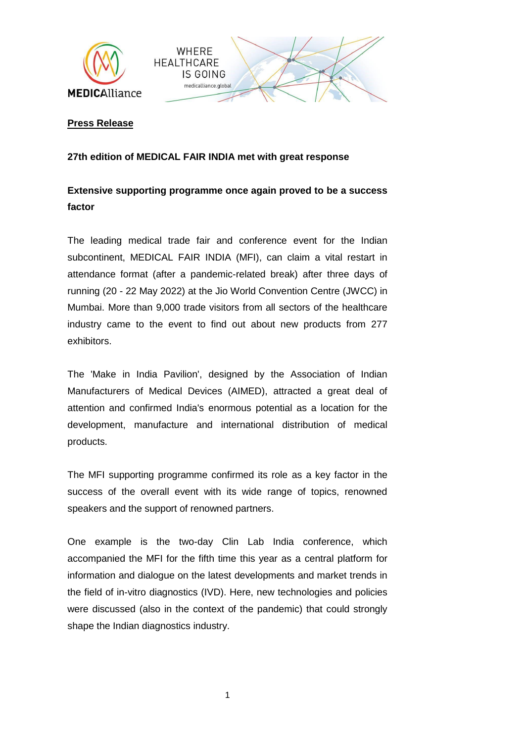**Press Release**

**27th edition of MEDICAL FAIR INDIA met with great response**

**Extensive supporting programme once again proved to be a success factor**

The leading medical trade fair and conference event for the Indian subcontinent, MEDICAL FAIR INDIA (MFI), can claim a vital restart in attendance format (after a pandemic-related break) after three days of running (20 - 22 May 2022) at the Jio World Convention Centre (JWCC) in Mumbai. More than 9,000 trade visitors from all sectors of the healthcare industry came to the event to find out about new products from 277 exhibitors.

The 'Make in India Pavilion', designed by the Association of Indian Manufacturers of Medical Devices (AIMED), attracted a great deal of attention and confirmed India's enormous potential as a location for the development, manufacture and international distribution of medical products.

The MFI supporting programme confirmed its role as a key factor in the success of the overall event with its wide range of topics, renowned speakers and the support of renowned partners.

One example is the two-day Clin Lab India conference, which accompanied the MFI for the fifth time this year as a central platform for information and dialogue on the latest developments and market trends in the field of in-vitro diagnostics (IVD). Here, new technologies and policies were discussed (also in the context of the pandemic) that could strongly shape the Indian diagnostics industry.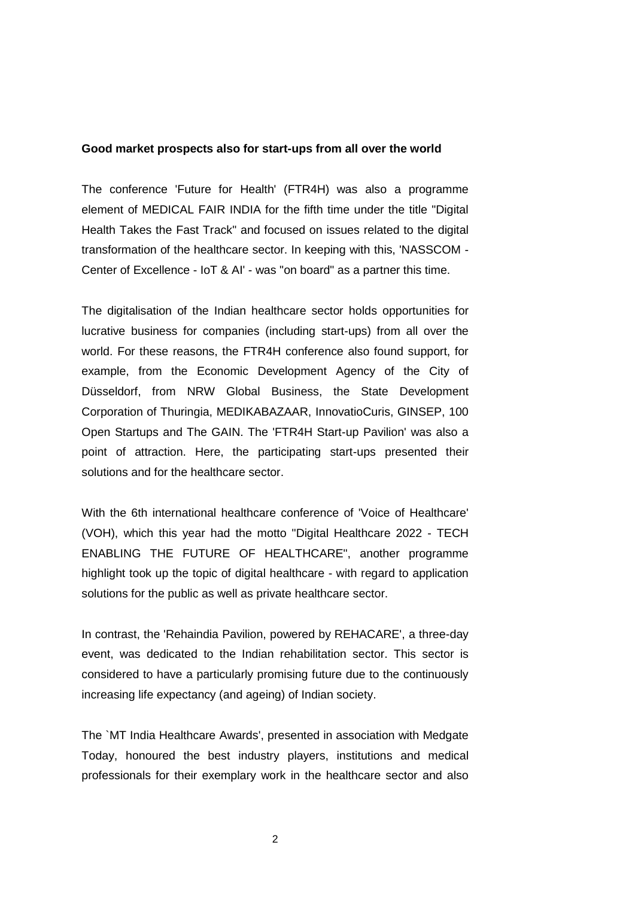**Good market prospects also for start-ups from all over the world**

The conference 'Future for Health' (FTR4H) was also a programme element of MEDICAL FAIR INDIA for the fifth time under the title "Digital Health Takes the Fast Track" and focused on issues related to the digital transformation of the healthcare sector. In keeping with this, 'NASSCOM - Center of Excellence - IoT & AI' - was "on board" as a partner this time.

The digitalisation of the Indian healthcare sector holds opportunities for lucrative business for companies (including start-ups) from all over the world. For these reasons, the FTR4H conference also found support, for example, from the Economic Development Agency of the City of Düsseldorf, from NRW Global Business, the State Development Corporation of Thuringia, MEDIKABAZAAR, InnovatioCuris, GINSEP, 100 Open Startups and The GAIN. The 'FTR4H Start-up Pavilion' was also a point of attraction. Here, the participating start-ups presented their solutions and for the healthcare sector.

With the 6th international healthcare conference of 'Voice of Healthcare' (VOH), which this year had the motto "Digital Healthcare 2022 - TECH ENABLING THE FUTURE OF HEALTHCARE", another programme highlight took up the topic of digital healthcare - with regard to application solutions for the public as well as private healthcare sector.

In contrast, the 'Rehaindia Pavilion, powered by REHACARE', a three-day event, was dedicated to the Indian rehabilitation sector. This sector is considered to have a particularly promising future due to the continuously increasing life expectancy (and ageing) of Indian society.

The `MT India Healthcare Awards', presented in association with Medgate Today, honoured the best industry players, institutions and medical professionals for their exemplary work in the healthcare sector and also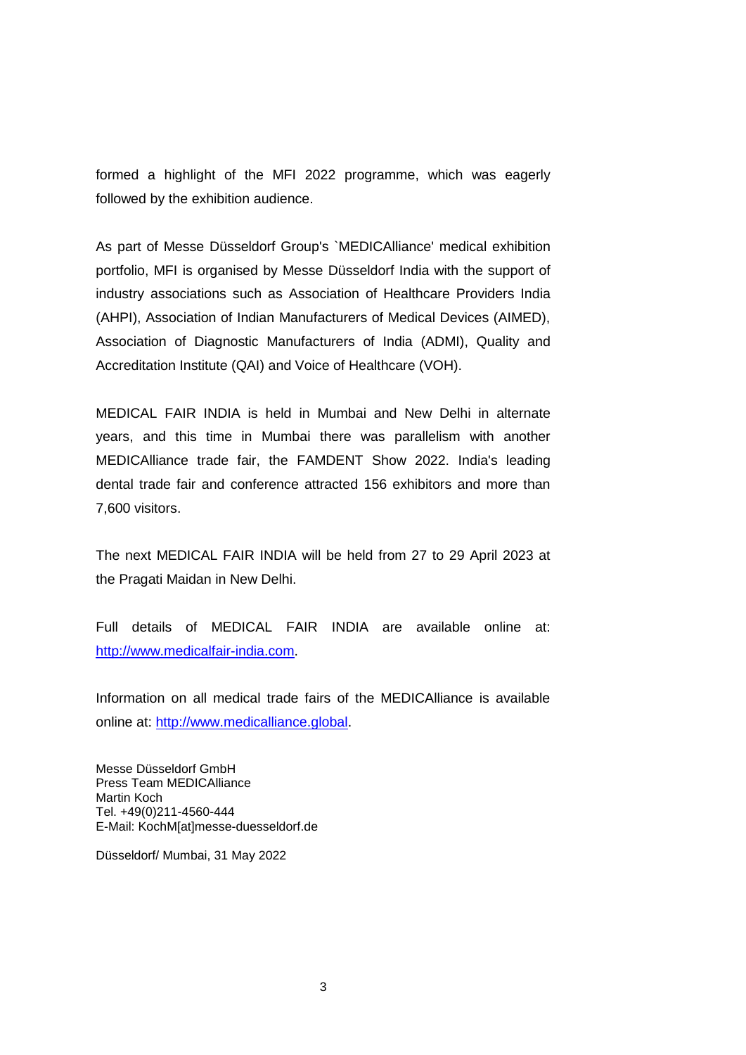formed a highlight of the MFI 2022 programme, which was eagerly followed by the exhibition audience.

As part of Messe Düsseldorf Group's `MEDICAlliance' medical exhibition portfolio, MFI is organised by Messe Düsseldorf India with the support of industry associations such as Association of Healthcare Providers India (AHPI), Association of Indian Manufacturers of Medical Devices (AIMED), Association of Diagnostic Manufacturers of India (ADMI), Quality and Accreditation Institute (QAI) and Voice of Healthcare (VOH).

MEDICAL FAIR INDIA is held in Mumbai and New Delhi in alternate years, and this time in Mumbai there was parallelism with another MEDICAlliance trade fair, the FAMDENT Show 2022. India's leading dental trade fair and conference attracted 156 exhibitors and more than 7,600 visitors.

The next MEDICAL FAIR INDIA will be held from 27 to 29 April 2023 at the Pragati Maidan in New Delhi.

Full details of MEDICAL FAIR INDIA are available online at: [http://www.medicalfair-india.com](http://www.medicalfair-india.com).

Information on all medical trade fairs of the MEDICAlliance is available online at: [http://www.medicalliance.global](http://www.medicalliance.global).

Messe Düsseldorf GmbH  
Press Team MEDICAlliance  
Martin Koch  
Tel. +49(0)211-4560-444  
E-Mail: KochM[at]messe-duesseldorf.de

Düsseldorf/ Mumbai, 31 May 2022